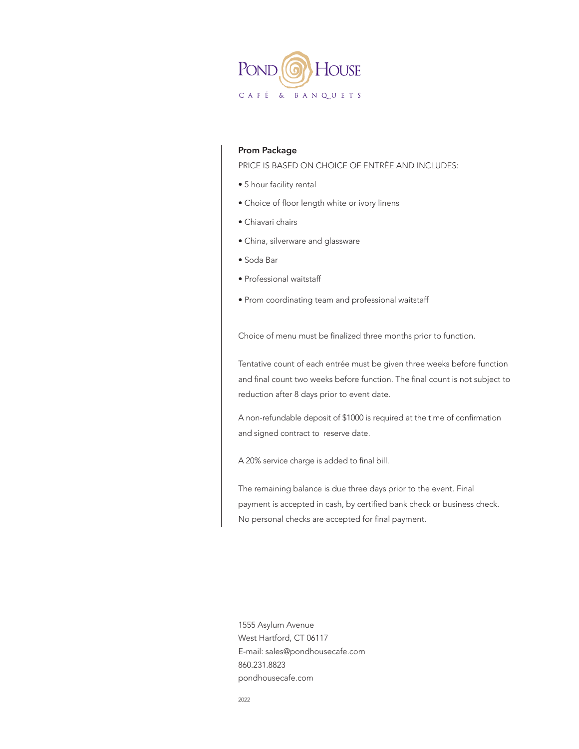POND HOUSE

CAFÉ & BANQUETS

## Prom Package

PRICE IS BASED ON CHOICE OF ENTRÉE AND INCLUDES:

- 5 hour facility rental
- Choice of floor length white or ivory linens
- Chiavari chairs
- China, silverware and glassware
- Soda Bar
- Professional waitstaff
- Prom coordinating team and professional waitstaff

Choice of menu must be finalized three months prior to function.

Tentative count of each entrée must be given three weeks before function and final count two weeks before function. The final count is not subject to reduction after 8 days prior to event date.

A non-refundable deposit of $1000 is required at the time of confirmation and signed contract to reserve date.

A 20% service charge is added to final bill.

The remaining balance is due three days prior to the event. Final payment is accepted in cash, by certified bank check or business check. No personal checks are accepted for final payment.

1555 Asylum Avenue
West Hartford, CT 06117
E-mail: sales@pondhousecafe.com
860.231.8823
pondhousecafe.com

2022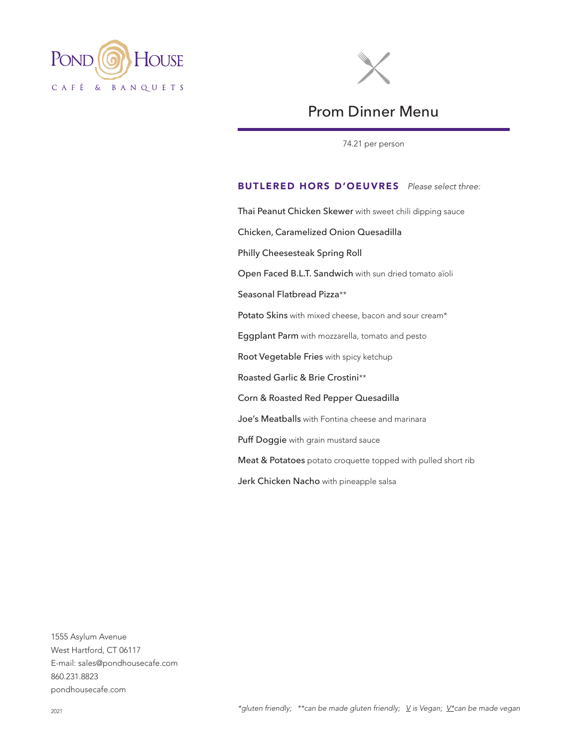POND HOUSE

CAFÉ & BANQUETS

# Prom Dinner Menu

74.21 per person

## BUTLERED HORS D'OEUVRES *Please select three:*

Thai Peanut Chicken Skewer with sweet chili dipping sauce

Chicken, Caramelized Onion Quesadilla

Philly Cheesesteak Spring Roll

Open Faced B.L.T. Sandwich with sun dried tomato aïoli

Seasonal Flatbread Pizza**

Potato Skins with mixed cheese, bacon and sour cream*

Eggplant Parm with mozzarella, tomato and pesto

Root Vegetable Fries with spicy ketchup

Roasted Garlic & Brie Crostini**

Corn & Roasted Red Pepper Quesadilla

Joe's Meatballs with Fontina cheese and marinara

Puff Doggie with grain mustard sauce

Meat & Potatoes potato croquette topped with pulled short rib

Jerk Chicken Nacho with pineapple salsa

1555 Asylum Avenue
West Hartford, CT 06117
E-mail: sales@pondhousecafe.com
860.231.8823
pondhousecafe.com

2021

*\*gluten friendly; \*\*can be made gluten friendly; V is Vegan; V\*can be made vegan*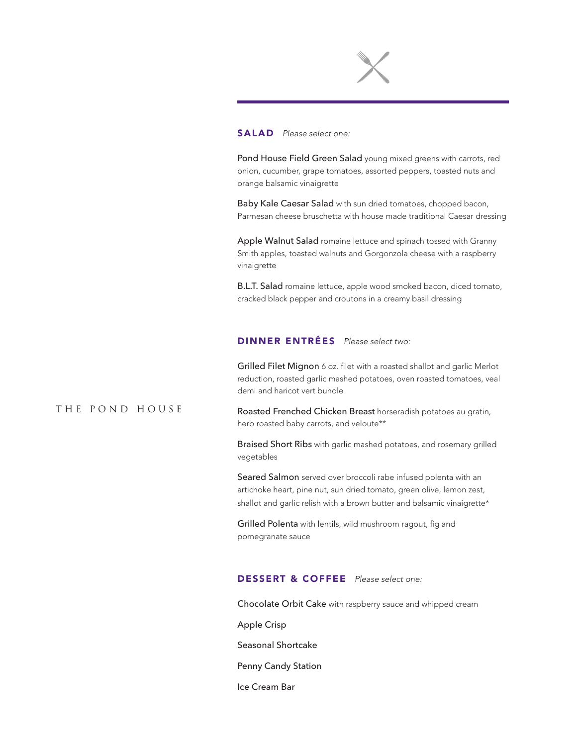THE POND HOUSE

## SALAD *Please select one:*

**Pond House Field Green Salad** young mixed greens with carrots, red onion, cucumber, grape tomatoes, assorted peppers, toasted nuts and orange balsamic vinaigrette

**Baby Kale Caesar Salad** with sun dried tomatoes, chopped bacon, Parmesan cheese bruschetta with house made traditional Caesar dressing

**Apple Walnut Salad** romaine lettuce and spinach tossed with Granny Smith apples, toasted walnuts and Gorgonzola cheese with a raspberry vinaigrette

**B.L.T. Salad** romaine lettuce, apple wood smoked bacon, diced tomato, cracked black pepper and croutons in a creamy basil dressing

## DINNER ENTRÉES *Please select two:*

**Grilled Filet Mignon** 6 oz. filet with a roasted shallot and garlic Merlot reduction, roasted garlic mashed potatoes, oven roasted tomatoes, veal demi and haricot vert bundle

**Roasted Frenched Chicken Breast** horseradish potatoes au gratin, herb roasted baby carrots, and veloute**

**Braised Short Ribs** with garlic mashed potatoes, and rosemary grilled vegetables

**Seared Salmon** served over broccoli rabe infused polenta with an artichoke heart, pine nut, sun dried tomato, green olive, lemon zest, shallot and garlic relish with a brown butter and balsamic vinaigrette*

**Grilled Polenta** with lentils, wild mushroom ragout, fig and pomegranate sauce

## DESSERT & COFFEE *Please select one:*

**Chocolate Orbit Cake** with raspberry sauce and whipped cream

**Apple Crisp**

**Seasonal Shortcake**

**Penny Candy Station**

**Ice Cream Bar**